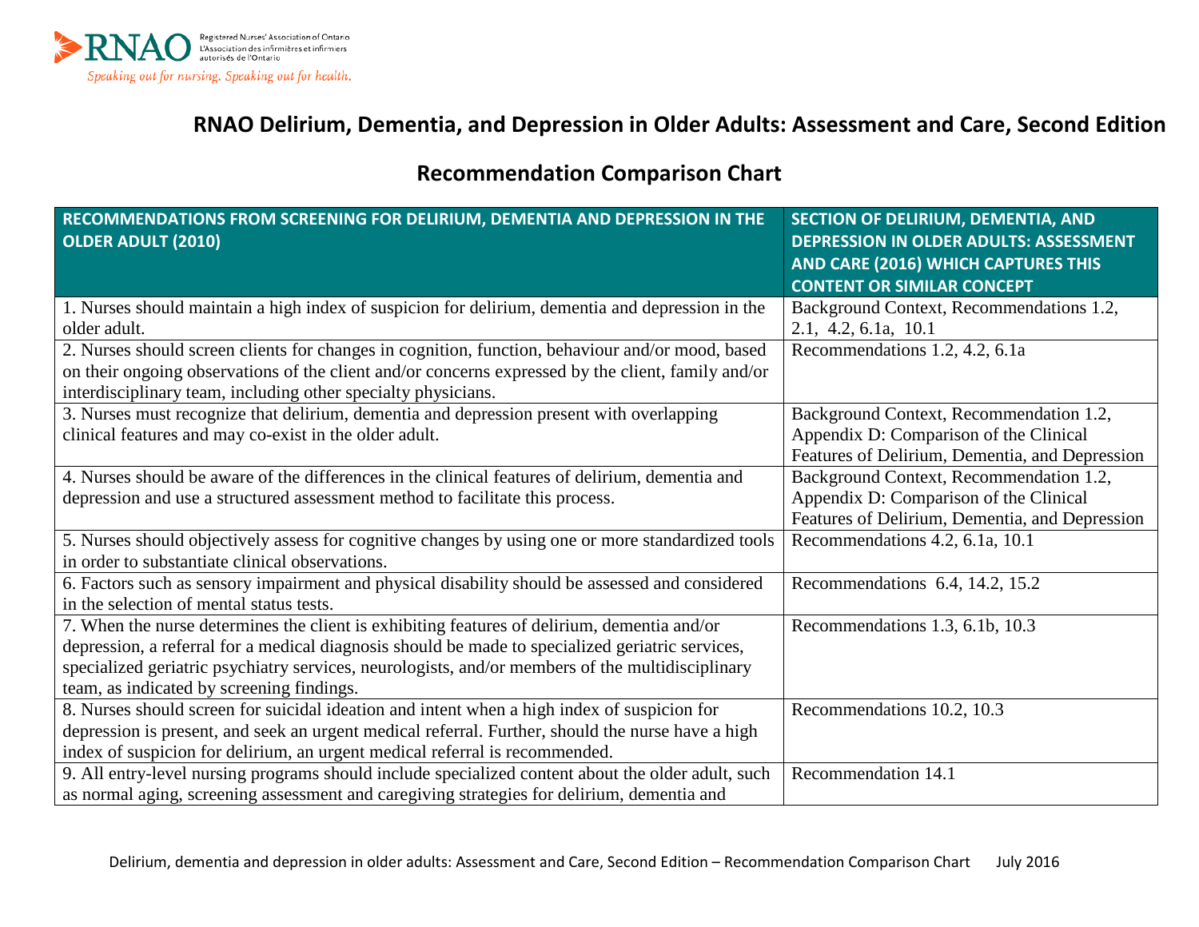Registered Nurses' Association of Ontario
L'Association des infirmières et infirmiers autorisés de l'Ontario

*Speaking out for nursing. Speaking out for health.*

# RNAO Delirium, Dementia, and Depression in Older Adults: Assessment and Care, Second Edition

## Recommendation Comparison Chart

| RECOMMENDATIONS FROM SCREENING FOR DELIRIUM, DEMENTIA AND DEPRESSION IN THE OLDER ADULT (2010) | SECTION OF DELIRIUM, DEMENTIA, AND DEPRESSION IN OLDER ADULTS: ASSESSMENT AND CARE (2016) WHICH CAPTURES THIS CONTENT OR SIMILAR CONCEPT |
|---|---|
| 1. Nurses should maintain a high index of suspicion for delirium, dementia and depression in the older adult. | Background Context, Recommendations 1.2, 2.1, 4.2, 6.1a, 10.1 |
| 2. Nurses should screen clients for changes in cognition, function, behaviour and/or mood, based on their ongoing observations of the client and/or concerns expressed by the client, family and/or interdisciplinary team, including other specialty physicians. | Recommendations 1.2, 4.2, 6.1a |
| 3. Nurses must recognize that delirium, dementia and depression present with overlapping clinical features and may co-exist in the older adult. | Background Context, Recommendation 1.2, Appendix D: Comparison of the Clinical Features of Delirium, Dementia, and Depression |
| 4. Nurses should be aware of the differences in the clinical features of delirium, dementia and depression and use a structured assessment method to facilitate this process. | Background Context, Recommendation 1.2, Appendix D: Comparison of the Clinical Features of Delirium, Dementia, and Depression |
| 5. Nurses should objectively assess for cognitive changes by using one or more standardized tools in order to substantiate clinical observations. | Recommendations 4.2, 6.1a, 10.1 |
| 6. Factors such as sensory impairment and physical disability should be assessed and considered in the selection of mental status tests. | Recommendations 6.4, 14.2, 15.2 |
| 7. When the nurse determines the client is exhibiting features of delirium, dementia and/or depression, a referral for a medical diagnosis should be made to specialized geriatric services, specialized geriatric psychiatry services, neurologists, and/or members of the multidisciplinary team, as indicated by screening findings. | Recommendations 1.3, 6.1b, 10.3 |
| 8. Nurses should screen for suicidal ideation and intent when a high index of suspicion for depression is present, and seek an urgent medical referral. Further, should the nurse have a high index of suspicion for delirium, an urgent medical referral is recommended. | Recommendations 10.2, 10.3 |
| 9. All entry-level nursing programs should include specialized content about the older adult, such as normal aging, screening assessment and caregiving strategies for delirium, dementia and | Recommendation 14.1 |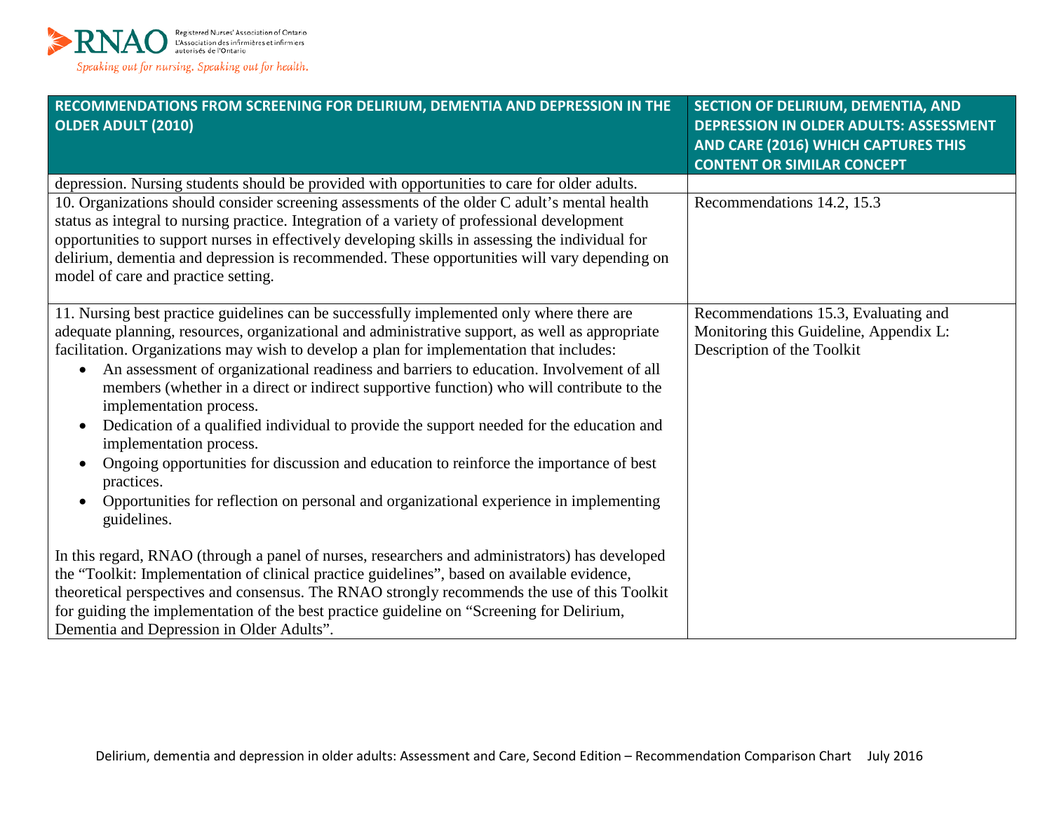| RECOMMENDATIONS FROM SCREENING FOR DELIRIUM, DEMENTIA AND DEPRESSION IN THE OLDER ADULT (2010) | SECTION OF DELIRIUM, DEMENTIA, AND DEPRESSION IN OLDER ADULTS: ASSESSMENT AND CARE (2016) WHICH CAPTURES THIS CONTENT OR SIMILAR CONCEPT |
|---|---|
| depression. Nursing students should be provided with opportunities to care for older adults. | |
| 10. Organizations should consider screening assessments of the older C adult's mental health status as integral to nursing practice. Integration of a variety of professional development opportunities to support nurses in effectively developing skills in assessing the individual for delirium, dementia and depression is recommended. These opportunities will vary depending on model of care and practice setting. | Recommendations 14.2, 15.3 |
| 11. Nursing best practice guidelines can be successfully implemented only where there are adequate planning, resources, organizational and administrative support, as well as appropriate facilitation. Organizations may wish to develop a plan for implementation that includes:<br>• An assessment of organizational readiness and barriers to education. Involvement of all members (whether in a direct or indirect supportive function) who will contribute to the implementation process.<br>• Dedication of a qualified individual to provide the support needed for the education and implementation process.<br>• Ongoing opportunities for discussion and education to reinforce the importance of best practices.<br>• Opportunities for reflection on personal and organizational experience in implementing guidelines.<br><br>In this regard, RNAO (through a panel of nurses, researchers and administrators) has developed the "Toolkit: Implementation of clinical practice guidelines", based on available evidence, theoretical perspectives and consensus. The RNAO strongly recommends the use of this Toolkit for guiding the implementation of the best practice guideline on "Screening for Delirium, Dementia and Depression in Older Adults". | Recommendations 15.3, Evaluating and Monitoring this Guideline, Appendix L: Description of the Toolkit |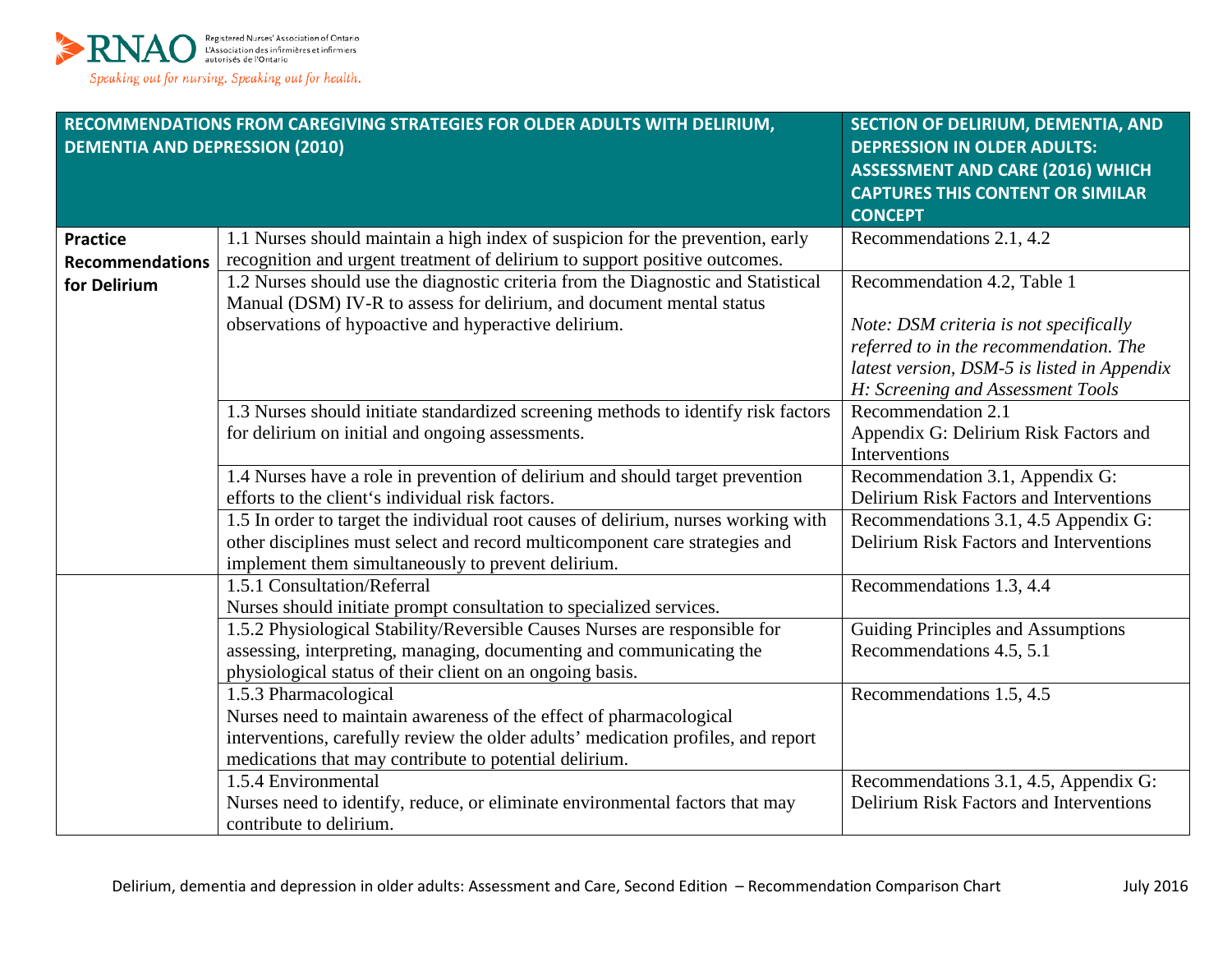| RECOMMENDATIONS FROM CAREGIVING STRATEGIES FOR OLDER ADULTS WITH DELIRIUM, DEMENTIA AND DEPRESSION (2010) | | SECTION OF DELIRIUM, DEMENTIA, AND DEPRESSION IN OLDER ADULTS: ASSESSMENT AND CARE (2016) WHICH CAPTURES THIS CONTENT OR SIMILAR CONCEPT |
|---|---|---|
| **Practice Recommendations for Delirium** | 1.1 Nurses should maintain a high index of suspicion for the prevention, early recognition and urgent treatment of delirium to support positive outcomes. | Recommendations 2.1, 4.2 |
| | 1.2 Nurses should use the diagnostic criteria from the Diagnostic and Statistical Manual (DSM) IV-R to assess for delirium, and document mental status observations of hypoactive and hyperactive delirium. | Recommendation 4.2, Table 1<br><br>*Note: DSM criteria is not specifically referred to in the recommendation. The latest version, DSM-5 is listed in Appendix H: Screening and Assessment Tools* |
| | 1.3 Nurses should initiate standardized screening methods to identify risk factors for delirium on initial and ongoing assessments. | Recommendation 2.1<br>Appendix G: Delirium Risk Factors and Interventions |
| | 1.4 Nurses have a role in prevention of delirium and should target prevention efforts to the client's individual risk factors. | Recommendation 3.1, Appendix G: Delirium Risk Factors and Interventions |
| | 1.5 In order to target the individual root causes of delirium, nurses working with other disciplines must select and record multicomponent care strategies and implement them simultaneously to prevent delirium. | Recommendations 3.1, 4.5 Appendix G: Delirium Risk Factors and Interventions |
| | 1.5.1 Consultation/Referral<br>Nurses should initiate prompt consultation to specialized services. | Recommendations 1.3, 4.4 |
| | 1.5.2 Physiological Stability/Reversible Causes Nurses are responsible for assessing, interpreting, managing, documenting and communicating the physiological status of their client on an ongoing basis. | Guiding Principles and Assumptions<br>Recommendations 4.5, 5.1 |
| | 1.5.3 Pharmacological<br>Nurses need to maintain awareness of the effect of pharmacological interventions, carefully review the older adults' medication profiles, and report medications that may contribute to potential delirium. | Recommendations 1.5, 4.5 |
| | 1.5.4 Environmental<br>Nurses need to identify, reduce, or eliminate environmental factors that may contribute to delirium. | Recommendations 3.1, 4.5, Appendix G: Delirium Risk Factors and Interventions |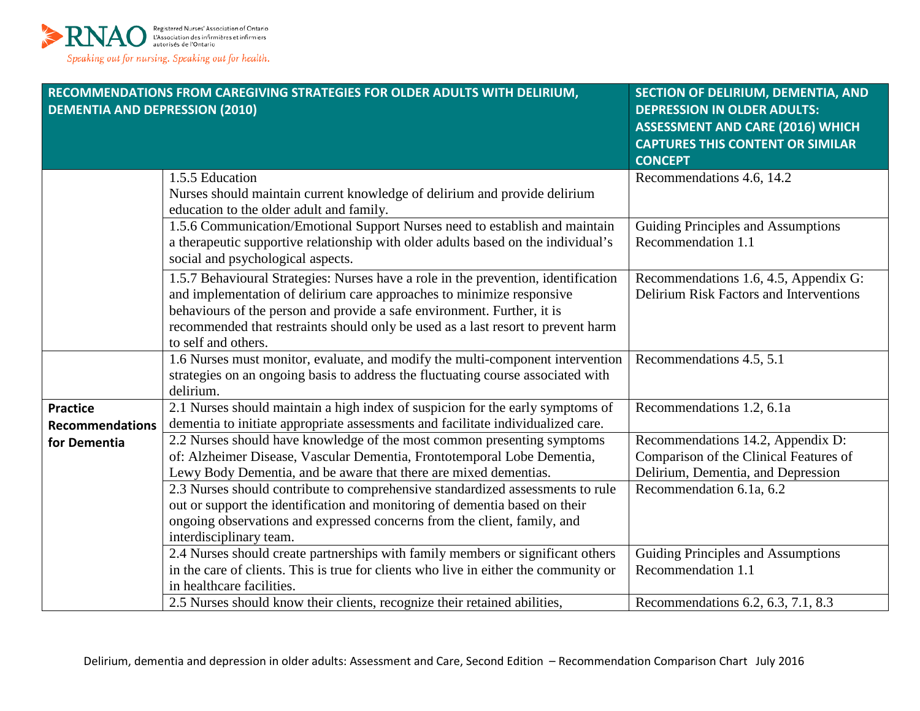| RECOMMENDATIONS FROM CAREGIVING STRATEGIES FOR OLDER ADULTS WITH DELIRIUM, DEMENTIA AND DEPRESSION (2010) | | SECTION OF DELIRIUM, DEMENTIA, AND DEPRESSION IN OLDER ADULTS: ASSESSMENT AND CARE (2016) WHICH CAPTURES THIS CONTENT OR SIMILAR CONCEPT |
|---|---|---|
| | 1.5.5 Education<br>Nurses should maintain current knowledge of delirium and provide delirium education to the older adult and family. | Recommendations 4.6, 14.2 |
| | 1.5.6 Communication/Emotional Support Nurses need to establish and maintain a therapeutic supportive relationship with older adults based on the individual's social and psychological aspects. | Guiding Principles and Assumptions<br>Recommendation 1.1 |
| | 1.5.7 Behavioural Strategies: Nurses have a role in the prevention, identification and implementation of delirium care approaches to minimize responsive behaviours of the person and provide a safe environment. Further, it is recommended that restraints should only be used as a last resort to prevent harm to self and others. | Recommendations 1.6, 4.5, Appendix G: Delirium Risk Factors and Interventions |
| | 1.6 Nurses must monitor, evaluate, and modify the multi-component intervention strategies on an ongoing basis to address the fluctuating course associated with delirium. | Recommendations 4.5, 5.1 |
| **Practice Recommendations for Dementia** | 2.1 Nurses should maintain a high index of suspicion for the early symptoms of dementia to initiate appropriate assessments and facilitate individualized care. | Recommendations 1.2, 6.1a |
| | 2.2 Nurses should have knowledge of the most common presenting symptoms of: Alzheimer Disease, Vascular Dementia, Frontotemporal Lobe Dementia, Lewy Body Dementia, and be aware that there are mixed dementias. | Recommendations 14.2, Appendix D: Comparison of the Clinical Features of Delirium, Dementia, and Depression |
| | 2.3 Nurses should contribute to comprehensive standardized assessments to rule out or support the identification and monitoring of dementia based on their ongoing observations and expressed concerns from the client, family, and interdisciplinary team. | Recommendation 6.1a, 6.2 |
| | 2.4 Nurses should create partnerships with family members or significant others in the care of clients. This is true for clients who live in either the community or in healthcare facilities. | Guiding Principles and Assumptions<br>Recommendation 1.1 |
| | 2.5 Nurses should know their clients, recognize their retained abilities, | Recommendations 6.2, 6.3, 7.1, 8.3 |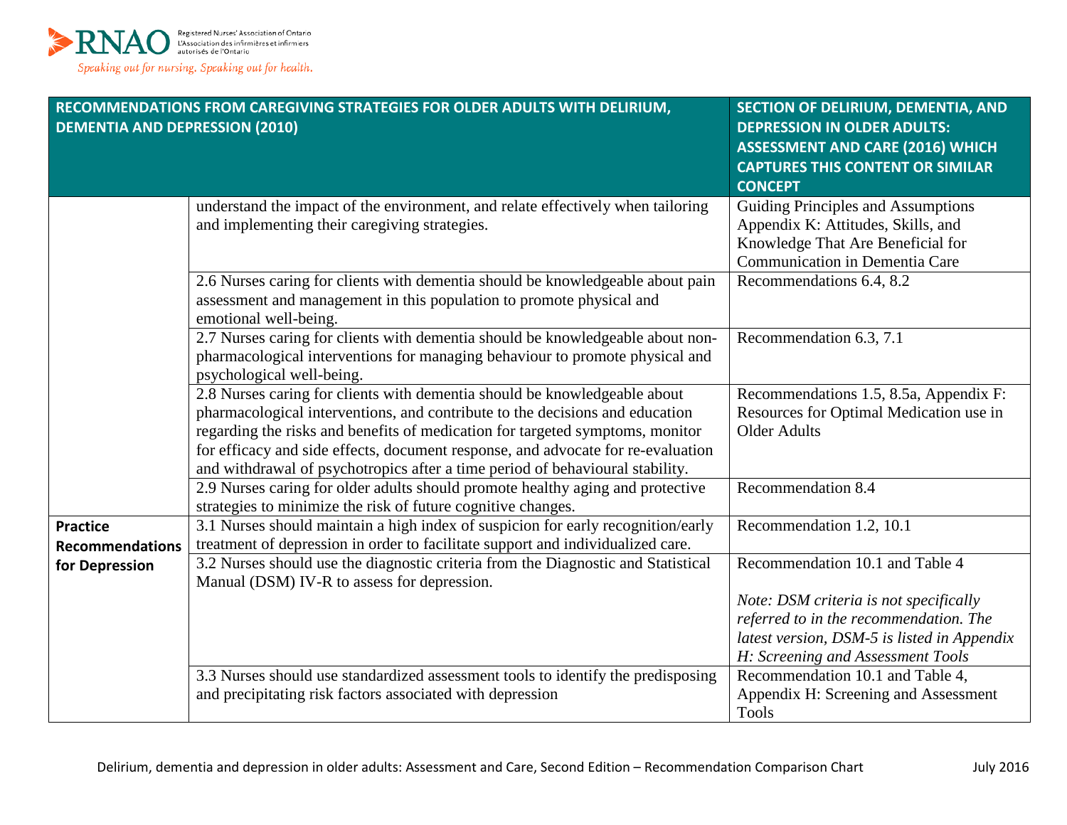| RECOMMENDATIONS FROM CAREGIVING STRATEGIES FOR OLDER ADULTS WITH DELIRIUM, DEMENTIA AND DEPRESSION (2010) | | SECTION OF DELIRIUM, DEMENTIA, AND DEPRESSION IN OLDER ADULTS: ASSESSMENT AND CARE (2016) WHICH CAPTURES THIS CONTENT OR SIMILAR CONCEPT |
| --- | --- | --- |
| | understand the impact of the environment, and relate effectively when tailoring and implementing their caregiving strategies. | Guiding Principles and Assumptions Appendix K: Attitudes, Skills, and Knowledge That Are Beneficial for Communication in Dementia Care |
| | 2.6 Nurses caring for clients with dementia should be knowledgeable about pain assessment and management in this population to promote physical and emotional well-being. | Recommendations 6.4, 8.2 |
| | 2.7 Nurses caring for clients with dementia should be knowledgeable about non-pharmacological interventions for managing behaviour to promote physical and psychological well-being. | Recommendation 6.3, 7.1 |
| | 2.8 Nurses caring for clients with dementia should be knowledgeable about pharmacological interventions, and contribute to the decisions and education regarding the risks and benefits of medication for targeted symptoms, monitor for efficacy and side effects, document response, and advocate for re-evaluation and withdrawal of psychotropics after a time period of behavioural stability. | Recommendations 1.5, 8.5a, Appendix F: Resources for Optimal Medication use in Older Adults |
| | 2.9 Nurses caring for older adults should promote healthy aging and protective strategies to minimize the risk of future cognitive changes. | Recommendation 8.4 |
| **Practice Recommendations for Depression** | 3.1 Nurses should maintain a high index of suspicion for early recognition/early treatment of depression in order to facilitate support and individualized care. | Recommendation 1.2, 10.1 |
| | 3.2 Nurses should use the diagnostic criteria from the Diagnostic and Statistical Manual (DSM) IV-R to assess for depression. | Recommendation 10.1 and Table 4<br><br>*Note: DSM criteria is not specifically referred to in the recommendation. The latest version, DSM-5 is listed in Appendix H: Screening and Assessment Tools* |
| | 3.3 Nurses should use standardized assessment tools to identify the predisposing and precipitating risk factors associated with depression | Recommendation 10.1 and Table 4, Appendix H: Screening and Assessment Tools |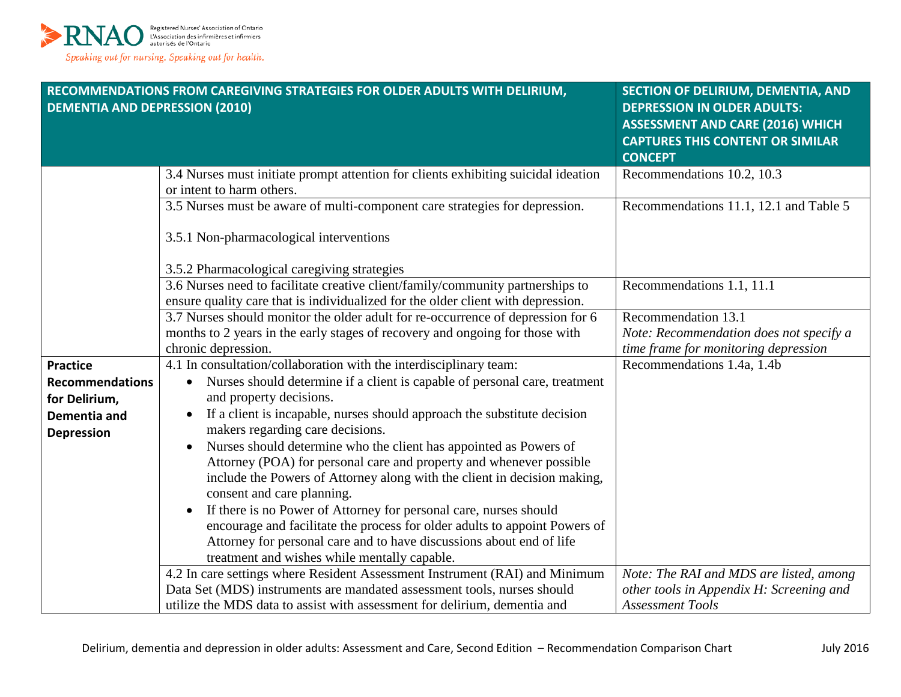| RECOMMENDATIONS FROM CAREGIVING STRATEGIES FOR OLDER ADULTS WITH DELIRIUM, DEMENTIA AND DEPRESSION (2010) | | SECTION OF DELIRIUM, DEMENTIA, AND DEPRESSION IN OLDER ADULTS: ASSESSMENT AND CARE (2016) WHICH CAPTURES THIS CONTENT OR SIMILAR CONCEPT |
|---|---|---|
| | 3.4 Nurses must initiate prompt attention for clients exhibiting suicidal ideation or intent to harm others. | Recommendations 10.2, 10.3 |
| | 3.5 Nurses must be aware of multi-component care strategies for depression.<br><br>3.5.1 Non-pharmacological interventions<br><br>3.5.2 Pharmacological caregiving strategies | Recommendations 11.1, 12.1 and Table 5 |
| | 3.6 Nurses need to facilitate creative client/family/community partnerships to ensure quality care that is individualized for the older client with depression. | Recommendations 1.1, 11.1 |
| | 3.7 Nurses should monitor the older adult for re-occurrence of depression for 6 months to 2 years in the early stages of recovery and ongoing for those with chronic depression. | Recommendation 13.1<br>*Note: Recommendation does not specify a time frame for monitoring depression* |
| **Practice Recommendations for Delirium, Dementia and Depression** | 4.1 In consultation/collaboration with the interdisciplinary team:<br>• Nurses should determine if a client is capable of personal care, treatment and property decisions.<br>• If a client is incapable, nurses should approach the substitute decision makers regarding care decisions.<br>• Nurses should determine who the client has appointed as Powers of Attorney (POA) for personal care and property and whenever possible include the Powers of Attorney along with the client in decision making, consent and care planning.<br>• If there is no Power of Attorney for personal care, nurses should encourage and facilitate the process for older adults to appoint Powers of Attorney for personal care and to have discussions about end of life treatment and wishes while mentally capable. | Recommendations 1.4a, 1.4b |
| | 4.2 In care settings where Resident Assessment Instrument (RAI) and Minimum Data Set (MDS) instruments are mandated assessment tools, nurses should utilize the MDS data to assist with assessment for delirium, dementia and | *Note: The RAI and MDS are listed, among other tools in Appendix H: Screening and Assessment Tools* |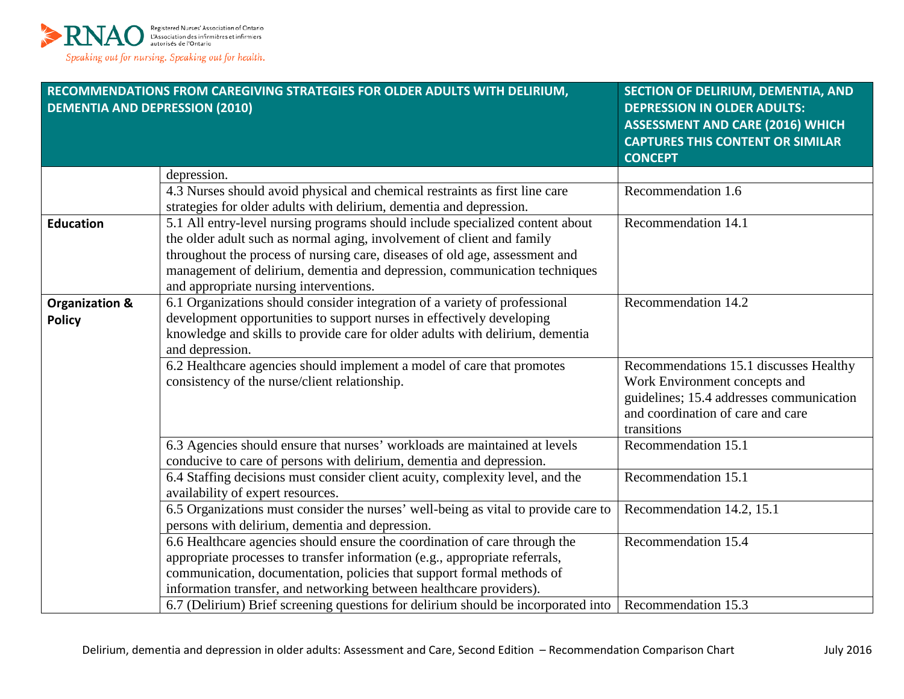| RECOMMENDATIONS FROM CAREGIVING STRATEGIES FOR OLDER ADULTS WITH DELIRIUM, DEMENTIA AND DEPRESSION (2010) | | SECTION OF DELIRIUM, DEMENTIA, AND DEPRESSION IN OLDER ADULTS: ASSESSMENT AND CARE (2016) WHICH CAPTURES THIS CONTENT OR SIMILAR CONCEPT |
|---|---|---|
| | depression. | |
| | 4.3 Nurses should avoid physical and chemical restraints as first line care strategies for older adults with delirium, dementia and depression. | Recommendation 1.6 |
| **Education** | 5.1 All entry-level nursing programs should include specialized content about the older adult such as normal aging, involvement of client and family throughout the process of nursing care, diseases of old age, assessment and management of delirium, dementia and depression, communication techniques and appropriate nursing interventions. | Recommendation 14.1 |
| **Organization & Policy** | 6.1 Organizations should consider integration of a variety of professional development opportunities to support nurses in effectively developing knowledge and skills to provide care for older adults with delirium, dementia and depression. | Recommendation 14.2 |
| | 6.2 Healthcare agencies should implement a model of care that promotes consistency of the nurse/client relationship. | Recommendations 15.1 discusses Healthy Work Environment concepts and guidelines; 15.4 addresses communication and coordination of care and care transitions |
| | 6.3 Agencies should ensure that nurses' workloads are maintained at levels conducive to care of persons with delirium, dementia and depression. | Recommendation 15.1 |
| | 6.4 Staffing decisions must consider client acuity, complexity level, and the availability of expert resources. | Recommendation 15.1 |
| | 6.5 Organizations must consider the nurses' well-being as vital to provide care to persons with delirium, dementia and depression. | Recommendation 14.2, 15.1 |
| | 6.6 Healthcare agencies should ensure the coordination of care through the appropriate processes to transfer information (e.g., appropriate referrals, communication, documentation, policies that support formal methods of information transfer, and networking between healthcare providers). | Recommendation 15.4 |
| | 6.7 (Delirium) Brief screening questions for delirium should be incorporated into | Recommendation 15.3 |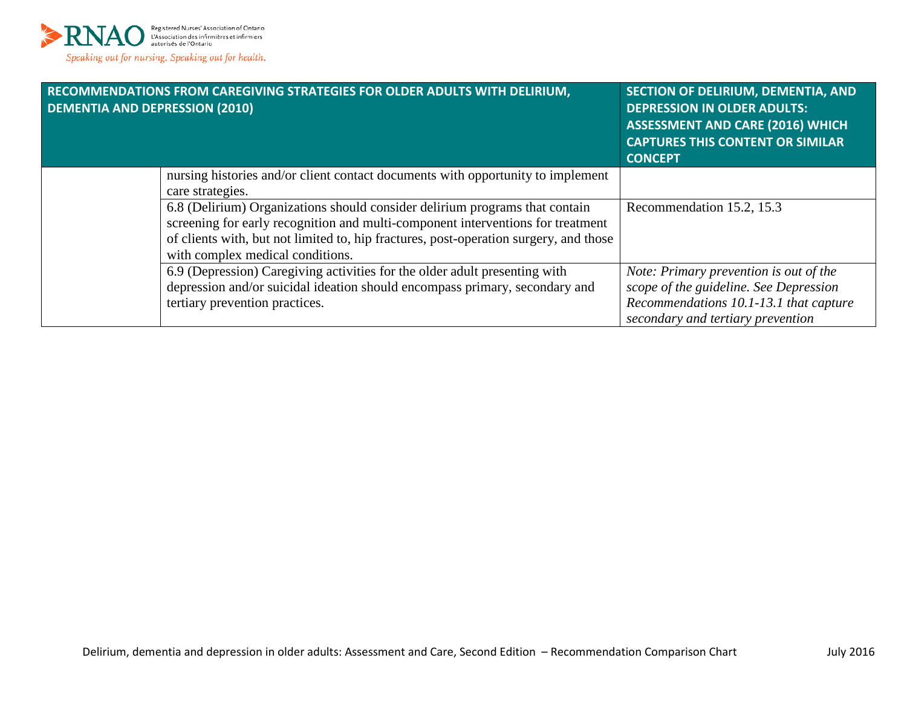| RECOMMENDATIONS FROM CAREGIVING STRATEGIES FOR OLDER ADULTS WITH DELIRIUM, DEMENTIA AND DEPRESSION (2010) | | SECTION OF DELIRIUM, DEMENTIA, AND DEPRESSION IN OLDER ADULTS: ASSESSMENT AND CARE (2016) WHICH CAPTURES THIS CONTENT OR SIMILAR CONCEPT |
|---|---|---|
| | nursing histories and/or client contact documents with opportunity to implement care strategies. | |
| | 6.8 (Delirium) Organizations should consider delirium programs that contain screening for early recognition and multi-component interventions for treatment of clients with, but not limited to, hip fractures, post-operation surgery, and those with complex medical conditions. | Recommendation 15.2, 15.3 |
| | 6.9 (Depression) Caregiving activities for the older adult presenting with depression and/or suicidal ideation should encompass primary, secondary and tertiary prevention practices. | *Note: Primary prevention is out of the scope of the guideline. See Depression Recommendations 10.1-13.1 that capture secondary and tertiary prevention* |